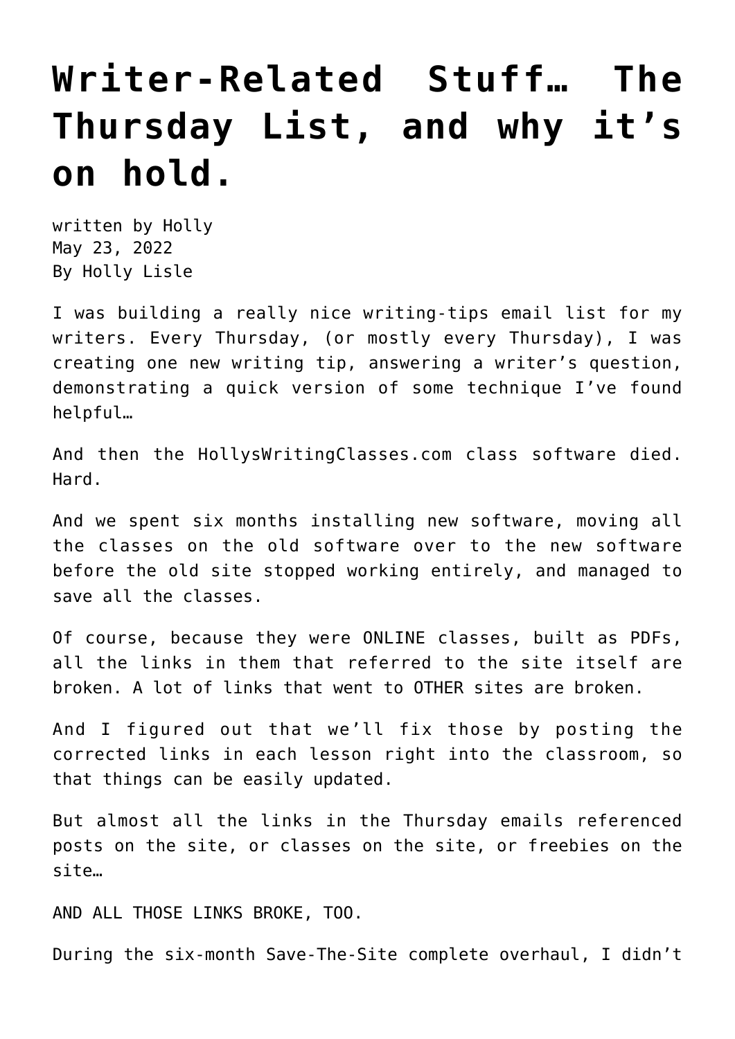# Writer-Related Stuff… The Thursday List, and why it's on hold.

written by Holly
May 23, 2022
By Holly Lisle

I was building a really nice writing-tips email list for my writers. Every Thursday, (or mostly every Thursday), I was creating one new writing tip, answering a writer's question, demonstrating a quick version of some technique I've found helpful…

And then the HollysWritingClasses.com class software died. Hard.

And we spent six months installing new software, moving all the classes on the old software over to the new software before the old site stopped working entirely, and managed to save all the classes.

Of course, because they were ONLINE classes, built as PDFs, all the links in them that referred to the site itself are broken. A lot of links that went to OTHER sites are broken.

And I figured out that we'll fix those by posting the corrected links in each lesson right into the classroom, so that things can be easily updated.

But almost all the links in the Thursday emails referenced posts on the site, or classes on the site, or freebies on the site…

AND ALL THOSE LINKS BROKE, TOO.

During the six-month Save-The-Site complete overhaul, I didn't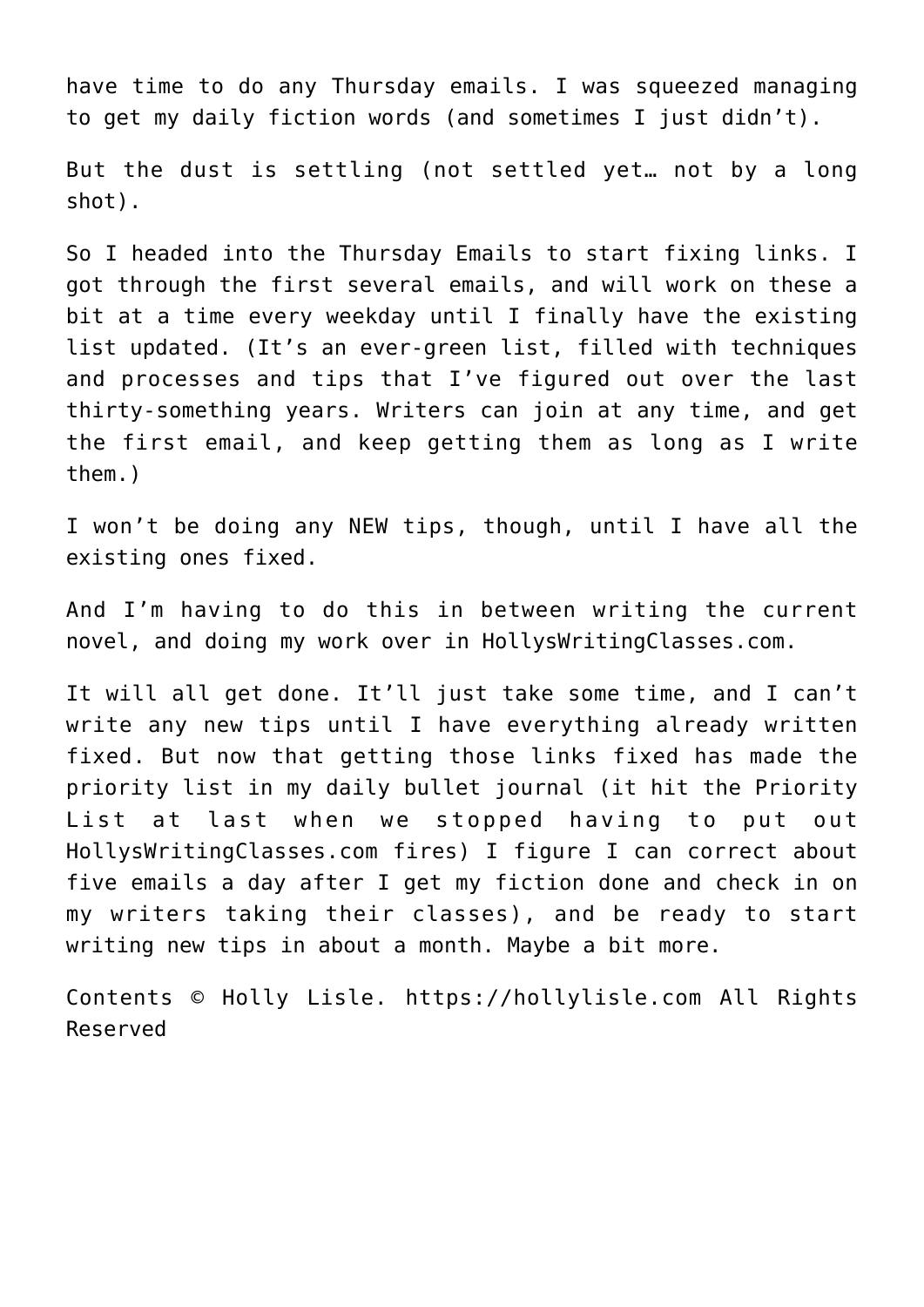have time to do any Thursday emails. I was squeezed managing to get my daily fiction words (and sometimes I just didn't).

But the dust is settling (not settled yet… not by a long shot).

So I headed into the Thursday Emails to start fixing links. I got through the first several emails, and will work on these a bit at a time every weekday until I finally have the existing list updated. (It's an ever-green list, filled with techniques and processes and tips that I've figured out over the last thirty-something years. Writers can join at any time, and get the first email, and keep getting them as long as I write them.)

I won't be doing any NEW tips, though, until I have all the existing ones fixed.

And I'm having to do this in between writing the current novel, and doing my work over in HollysWritingClasses.com.

It will all get done. It'll just take some time, and I can't write any new tips until I have everything already written fixed. But now that getting those links fixed has made the priority list in my daily bullet journal (it hit the Priority List at last when we stopped having to put out HollysWritingClasses.com fires) I figure I can correct about five emails a day after I get my fiction done and check in on my writers taking their classes), and be ready to start writing new tips in about a month. Maybe a bit more.

Contents © Holly Lisle. https://hollylisle.com All Rights Reserved